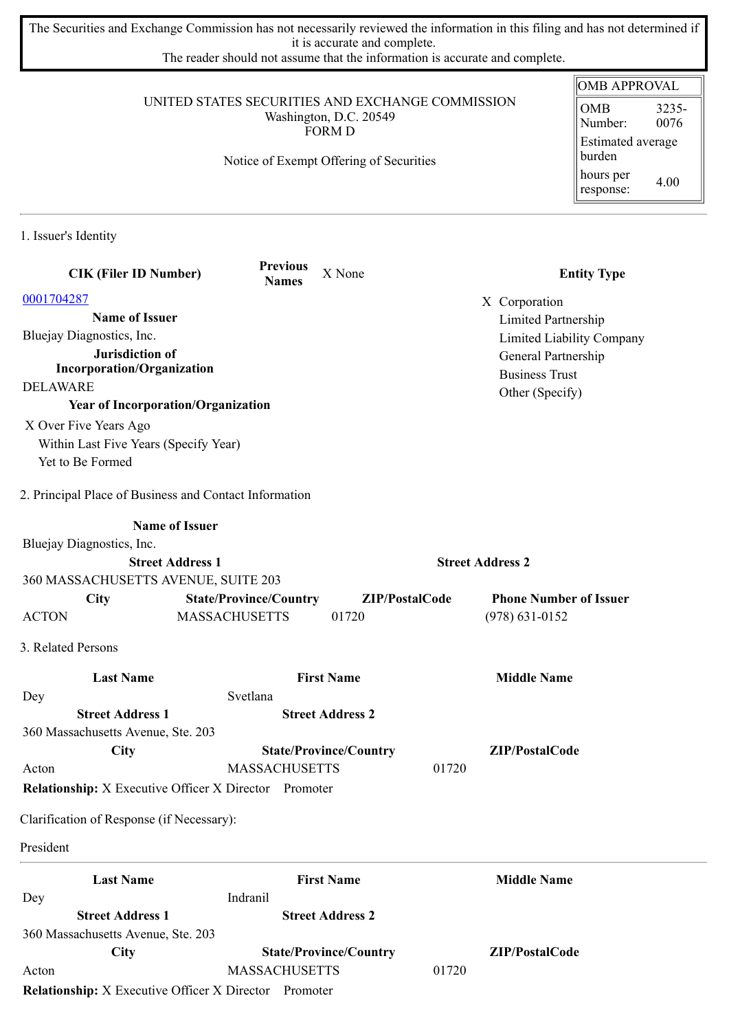The Securities and Exchange Commission has not necessarily reviewed the information in this filing and has not determined if it is accurate and complete.
The reader should not assume that the information is accurate and complete.

UNITED STATES SECURITIES AND EXCHANGE COMMISSION
Washington, D.C. 20549
FORM D

Notice of Exempt Offering of Securities

| OMB APPROVAL | |
|---|---|
| OMB Number: | 3235-0076 |
| Estimated average burden | |
| hours per response: | 4.00 |

## 1. Issuer's Identity

**CIK (Filer ID Number)**
0001704287

**Previous Names**
X None

**Name of Issuer**
Bluejay Diagnostics, Inc.

**Jurisdiction of Incorporation/Organization**
DELAWARE

**Year of Incorporation/Organization**
X Over Five Years Ago
Within Last Five Years (Specify Year)
Yet to Be Formed

**Entity Type**
X Corporation
Limited Partnership
Limited Liability Company
General Partnership
Business Trust
Other (Specify)

## 2. Principal Place of Business and Contact Information

**Name of Issuer**
Bluejay Diagnostics, Inc.

| Street Address 1 | | Street Address 2 | |
|---|---|---|---|
| 360 MASSACHUSETTS AVENUE, SUITE 203 | | | |
| **City** | **State/Province/Country** | **ZIP/PostalCode** | **Phone Number of Issuer** |
| ACTON | MASSACHUSETTS | 01720 | (978) 631-0152 |

## 3. Related Persons

| Last Name | First Name | Middle Name |
|---|---|---|
| Dey | Svetlana | |
| **Street Address 1** | **Street Address 2** | |
| 360 Massachusetts Avenue, Ste. 203 | | |
| **City** | **State/Province/Country** | **ZIP/PostalCode** |
| Acton | MASSACHUSETTS | 01720 |

**Relationship:** X Executive Officer X Director Promoter

Clarification of Response (if Necessary):

President

---

| Last Name | First Name | Middle Name |
|---|---|---|
| Dey | Indranil | |
| **Street Address 1** | **Street Address 2** | |
| 360 Massachusetts Avenue, Ste. 203 | | |
| **City** | **State/Province/Country** | **ZIP/PostalCode** |
| Acton | MASSACHUSETTS | 01720 |

**Relationship:** X Executive Officer X Director Promoter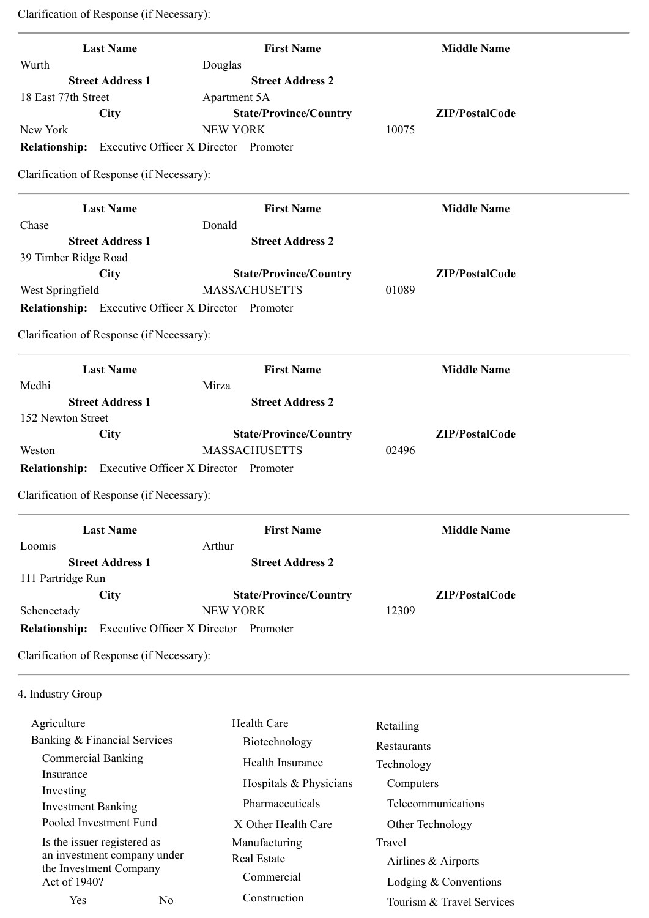Clarification of Response (if Necessary):

---

| Last Name | First Name | Middle Name |
|---|---|---|
| Wurth | Douglas | |
| **Street Address 1** | **Street Address 2** | |
| 18 East 77th Street | Apartment 5A | |
| **City** | **State/Province/Country** | **ZIP/PostalCode** |
| New York | NEW YORK | 10075 |

**Relationship:** Executive Officer X Director Promoter

Clarification of Response (if Necessary):

---

| Last Name | First Name | Middle Name |
|---|---|---|
| Chase | Donald | |
| **Street Address 1** | **Street Address 2** | |
| 39 Timber Ridge Road | | |
| **City** | **State/Province/Country** | **ZIP/PostalCode** |
| West Springfield | MASSACHUSETTS | 01089 |

**Relationship:** Executive Officer X Director Promoter

Clarification of Response (if Necessary):

---

| Last Name | First Name | Middle Name |
|---|---|---|
| Medhi | Mirza | |
| **Street Address 1** | **Street Address 2** | |
| 152 Newton Street | | |
| **City** | **State/Province/Country** | **ZIP/PostalCode** |
| Weston | MASSACHUSETTS | 02496 |

**Relationship:** Executive Officer X Director Promoter

Clarification of Response (if Necessary):

---

| Last Name | First Name | Middle Name |
|---|---|---|
| Loomis | Arthur | |
| **Street Address 1** | **Street Address 2** | |
| 111 Partridge Run | | |
| **City** | **State/Province/Country** | **ZIP/PostalCode** |
| Schenectady | NEW YORK | 12309 |

**Relationship:** Executive Officer X Director Promoter

Clarification of Response (if Necessary):

---

4. Industry Group

- Agriculture
- Banking & Financial Services
  - Commercial Banking
  - Insurance
  - Investing
  - Investment Banking
  - Pooled Investment Fund
  - Is the issuer registered as an investment company under the Investment Company Act of 1940?
    - Yes No
- Health Care
  - Biotechnology
  - Health Insurance
  - Hospitals & Physicians
  - Pharmaceuticals
  - X Other Health Care
- Manufacturing
- Real Estate
  - Commercial
  - Construction
- Retailing
- Restaurants
- Technology
  - Computers
  - Telecommunications
  - Other Technology
- Travel
  - Airlines & Airports
  - Lodging & Conventions
  - Tourism & Travel Services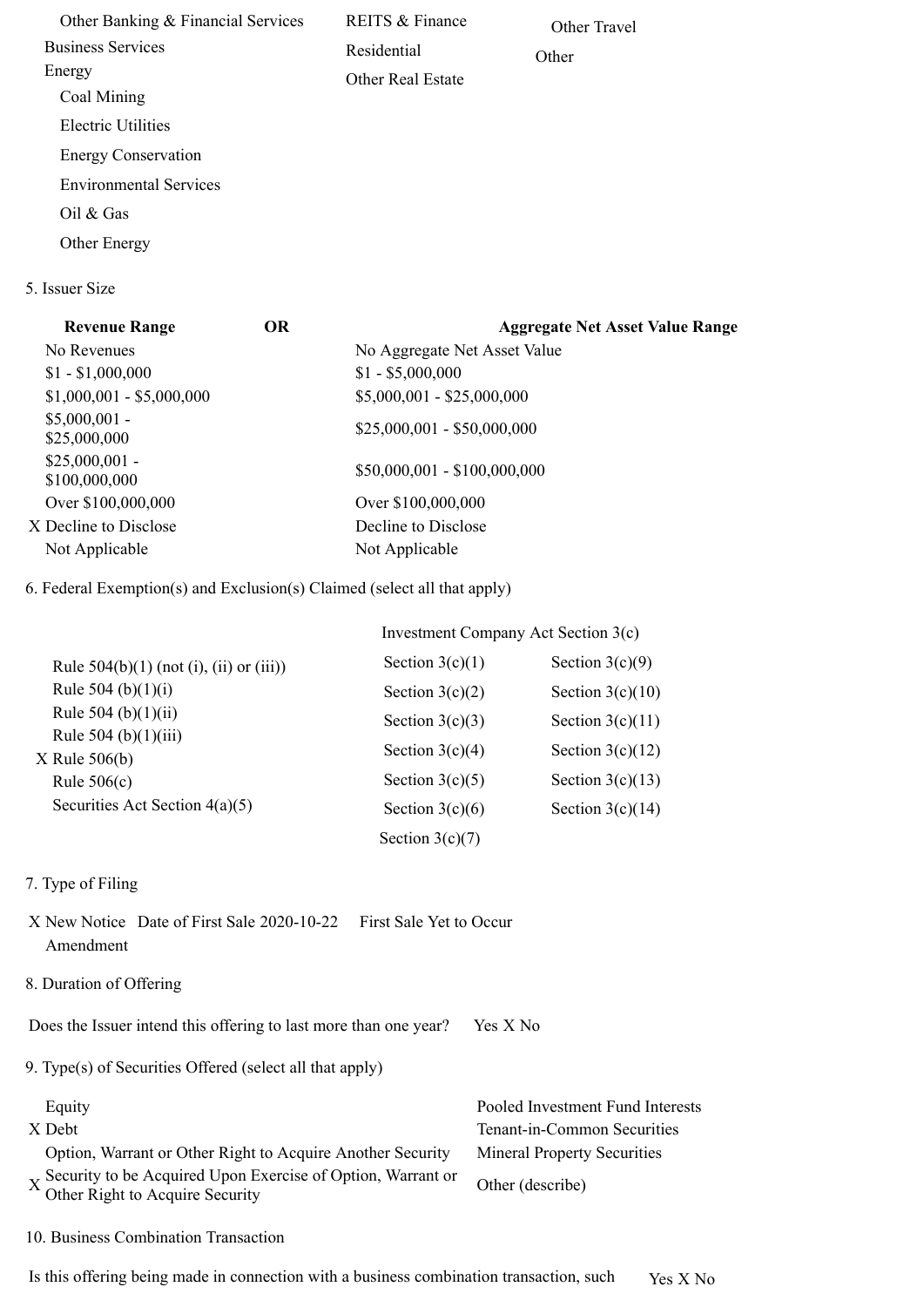Other Banking & Financial Services
Business Services
Energy
Coal Mining
Electric Utilities
Energy Conservation
Environmental Services
Oil & Gas
Other Energy

REITS & Finance
Residential
Other Real Estate

Other Travel
Other

5. Issuer Size

| Revenue Range | OR | Aggregate Net Asset Value Range |
|---|---|---|
| No Revenues | | No Aggregate Net Asset Value |
| $1 - $1,000,000 | | $1 - $5,000,000 |
| $1,000,001 - $5,000,000 | | $5,000,001 - $25,000,000 |
| $5,000,001 - $25,000,000 | | $25,000,001 - $50,000,000 |
| $25,000,001 - $100,000,000 | | $50,000,001 - $100,000,000 |
| Over $100,000,000 | | Over $100,000,000 |
| X Decline to Disclose | | Decline to Disclose |
| Not Applicable | | Not Applicable |

6. Federal Exemption(s) and Exclusion(s) Claimed (select all that apply)

Rule 504(b)(1) (not (i), (ii) or (iii))
Rule 504 (b)(1)(i)
Rule 504 (b)(1)(ii)
Rule 504 (b)(1)(iii)
X Rule 506(b)
Rule 506(c)
Securities Act Section 4(a)(5)

Investment Company Act Section 3(c)

| | |
|---|---|
| Section 3(c)(1) | Section 3(c)(9) |
| Section 3(c)(2) | Section 3(c)(10) |
| Section 3(c)(3) | Section 3(c)(11) |
| Section 3(c)(4) | Section 3(c)(12) |
| Section 3(c)(5) | Section 3(c)(13) |
| Section 3(c)(6) | Section 3(c)(14) |
| Section 3(c)(7) | |

7. Type of Filing

X New Notice Date of First Sale 2020-10-22 First Sale Yet to Occur
Amendment

8. Duration of Offering

Does the Issuer intend this offering to last more than one year? Yes X No

9. Type(s) of Securities Offered (select all that apply)

Equity
X Debt
Option, Warrant or Other Right to Acquire Another Security
X Security to be Acquired Upon Exercise of Option, Warrant or Other Right to Acquire Security

Pooled Investment Fund Interests
Tenant-in-Common Securities
Mineral Property Securities
Other (describe)

10. Business Combination Transaction

Is this offering being made in connection with a business combination transaction, such Yes X No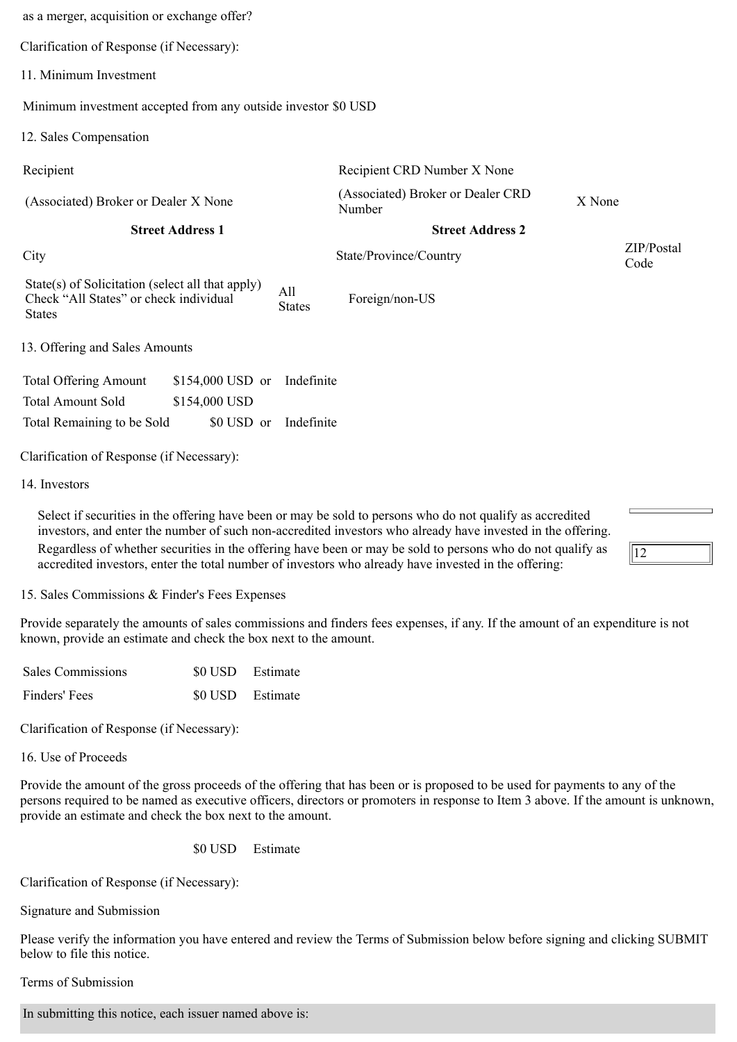as a merger, acquisition or exchange offer?

Clarification of Response (if Necessary):

11. Minimum Investment

Minimum investment accepted from any outside investor $0 USD

12. Sales Compensation

| Recipient | | Recipient CRD Number X None | |
|---|---|---|---|
| (Associated) Broker or Dealer X None | | (Associated) Broker or Dealer CRD Number | X None |
| **Street Address 1** | | **Street Address 2** | |
| City | | State/Province/Country | ZIP/Postal Code |
| State(s) of Solicitation (select all that apply) Check "All States" or check individual States | All States | Foreign/non-US | |

13. Offering and Sales Amounts

| | | | |
|---|---|---|---|
| Total Offering Amount | $154,000 USD | or | Indefinite |
| Total Amount Sold | $154,000 USD | | |
| Total Remaining to be Sold | $0 USD | or | Indefinite |

Clarification of Response (if Necessary):

14. Investors

Select if securities in the offering have been or may be sold to persons who do not qualify as accredited investors, and enter the number of such non-accredited investors who already have invested in the offering.

Regardless of whether securities in the offering have been or may be sold to persons who do not qualify as accredited investors, enter the total number of investors who already have invested in the offering: 12

15. Sales Commissions & Finder's Fees Expenses

Provide separately the amounts of sales commissions and finders fees expenses, if any. If the amount of an expenditure is not known, provide an estimate and check the box next to the amount.

| | | |
|---|---|---|
| Sales Commissions | $0 USD | Estimate |
| Finders' Fees | $0 USD | Estimate |

Clarification of Response (if Necessary):

16. Use of Proceeds

Provide the amount of the gross proceeds of the offering that has been or is proposed to be used for payments to any of the persons required to be named as executive officers, directors or promoters in response to Item 3 above. If the amount is unknown, provide an estimate and check the box next to the amount.

$0 USD Estimate

Clarification of Response (if Necessary):

Signature and Submission

Please verify the information you have entered and review the Terms of Submission below before signing and clicking SUBMIT below to file this notice.

Terms of Submission

In submitting this notice, each issuer named above is: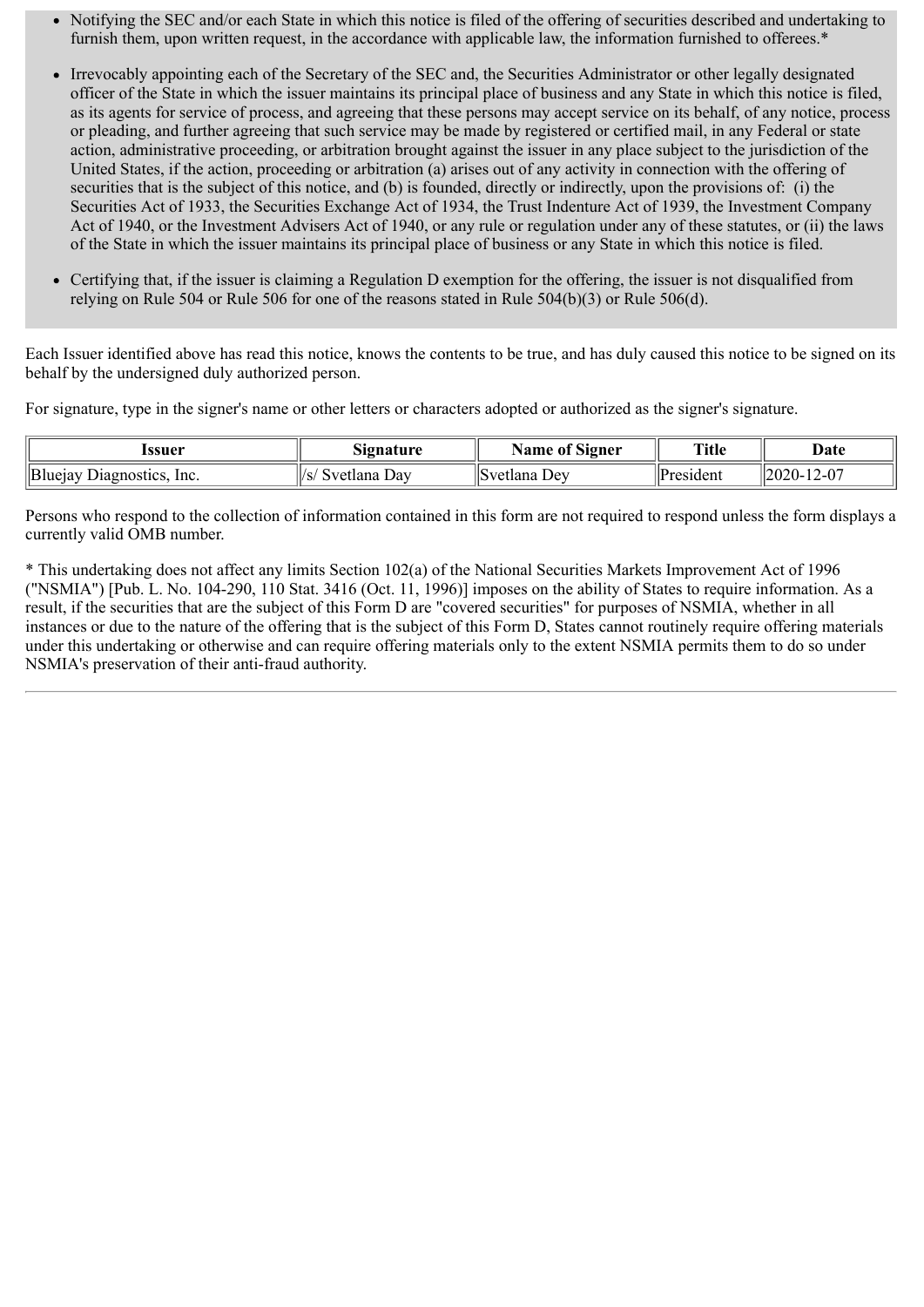- Notifying the SEC and/or each State in which this notice is filed of the offering of securities described and undertaking to furnish them, upon written request, in the accordance with applicable law, the information furnished to offerees.*
- Irrevocably appointing each of the Secretary of the SEC and, the Securities Administrator or other legally designated officer of the State in which the issuer maintains its principal place of business and any State in which this notice is filed, as its agents for service of process, and agreeing that these persons may accept service on its behalf, of any notice, process or pleading, and further agreeing that such service may be made by registered or certified mail, in any Federal or state action, administrative proceeding, or arbitration brought against the issuer in any place subject to the jurisdiction of the United States, if the action, proceeding or arbitration (a) arises out of any activity in connection with the offering of securities that is the subject of this notice, and (b) is founded, directly or indirectly, upon the provisions of: (i) the Securities Act of 1933, the Securities Exchange Act of 1934, the Trust Indenture Act of 1939, the Investment Company Act of 1940, or the Investment Advisers Act of 1940, or any rule or regulation under any of these statutes, or (ii) the laws of the State in which the issuer maintains its principal place of business or any State in which this notice is filed.
- Certifying that, if the issuer is claiming a Regulation D exemption for the offering, the issuer is not disqualified from relying on Rule 504 or Rule 506 for one of the reasons stated in Rule 504(b)(3) or Rule 506(d).

Each Issuer identified above has read this notice, knows the contents to be true, and has duly caused this notice to be signed on its behalf by the undersigned duly authorized person.

For signature, type in the signer's name or other letters or characters adopted or authorized as the signer's signature.

| Issuer | Signature | Name of Signer | Title | Date |
|---|---|---|---|---|
| Bluejay Diagnostics, Inc. | /s/ Svetlana Day | Svetlana Dey | President | 2020-12-07 |

Persons who respond to the collection of information contained in this form are not required to respond unless the form displays a currently valid OMB number.

* This undertaking does not affect any limits Section 102(a) of the National Securities Markets Improvement Act of 1996 ("NSMIA") [Pub. L. No. 104-290, 110 Stat. 3416 (Oct. 11, 1996)] imposes on the ability of States to require information. As a result, if the securities that are the subject of this Form D are "covered securities" for purposes of NSMIA, whether in all instances or due to the nature of the offering that is the subject of this Form D, States cannot routinely require offering materials under this undertaking or otherwise and can require offering materials only to the extent NSMIA permits them to do so under NSMIA's preservation of their anti-fraud authority.